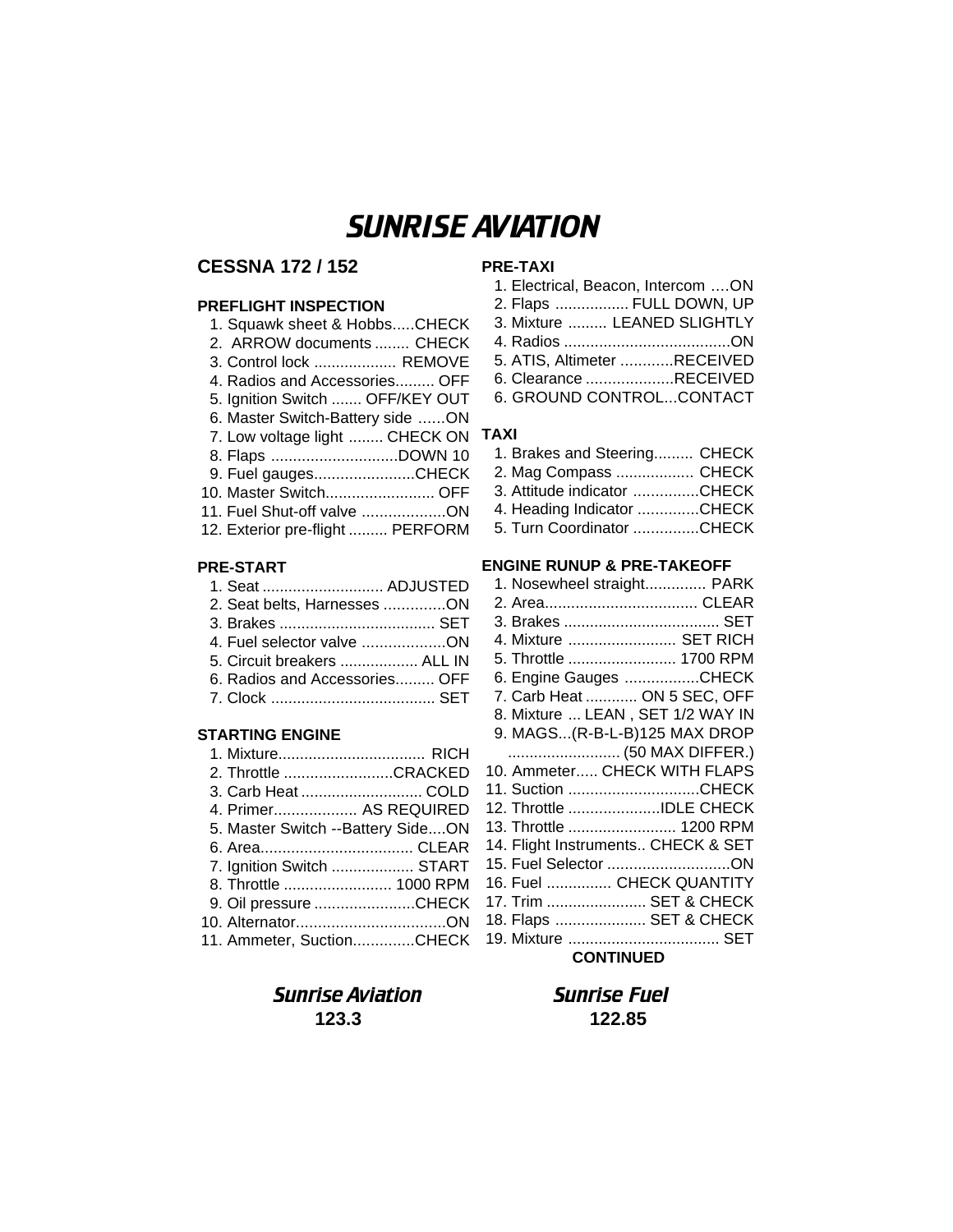# SUNRISE AVIATION

## CESSNA 172 / 152

### PREFLIGHT INSPECTION

1. Squawk sheet & Hobbs.....CHECK
2. ARROW documents ........ CHECK
3. Control lock ................... REMOVE
4. Radios and Accessories......... OFF
5. Ignition Switch ....... OFF/KEY OUT
6. Master Switch-Battery side ......ON
7. Low voltage light ........ CHECK ON
8. Flaps .............................DOWN 10
9. Fuel gauges.......................CHECK
10. Master Switch......................... OFF
11. Fuel Shut-off valve ...................ON
12. Exterior pre-flight ......... PERFORM

### PRE-START

1. Seat ............................ ADJUSTED
2. Seat belts, Harnesses ..............ON
3. Brakes .................................... SET
4. Fuel selector valve ...................ON
5. Circuit breakers .................. ALL IN
6. Radios and Accessories......... OFF
7. Clock ...................................... SET

### STARTING ENGINE

1. Mixture.................................. RICH
2. Throttle .........................CRACKED
3. Carb Heat ............................ COLD
4. Primer................... AS REQUIRED
5. Master Switch --Battery Side....ON
6. Area................................... CLEAR
7. Ignition Switch ................... START
8. Throttle ......................... 1000 RPM
9. Oil pressure .......................CHECK
10. Alternator..................................ON
11. Ammeter, Suction..............CHECK

### PRE-TAXI

1. Electrical, Beacon, Intercom ….ON
2. Flaps ................. FULL DOWN, UP
3. Mixture ......... LEANED SLIGHTLY
4. Radios .......................................ON
5. ATIS, Altimeter ............RECEIVED
6. Clearance ....................RECEIVED
7. GROUND CONTROL...CONTACT

### TAXI

1. Brakes and Steering......... CHECK
2. Mag Compass .................. CHECK
3. Attitude indicator ...............CHECK
4. Heading Indicator ..............CHECK
5. Turn Coordinator ...............CHECK

### ENGINE RUNUP & PRE-TAKEOFF

1. Nosewheel straight.............. PARK
2. Area................................... CLEAR
3. Brakes .................................... SET
4. Mixture ......................... SET RICH
5. Throttle ......................... 1700 RPM
6. Engine Gauges .................CHECK
7. Carb Heat ............ ON 5 SEC, OFF
8. Mixture ... LEAN , SET 1/2 WAY IN
9. MAGS...(R-B-L-B)125 MAX DROP .......................... (50 MAX DIFFER.)
10. Ammeter..... CHECK WITH FLAPS
11. Suction ..............................CHECK
12. Throttle .....................IDLE CHECK
13. Throttle ......................... 1200 RPM
14. Flight Instruments.. CHECK & SET
15. Fuel Selector ............................ON
16. Fuel ............... CHECK QUANTITY
17. Trim ....................... SET & CHECK
18. Flaps ..................... SET & CHECK
19. Mixture ................................... SET

**CONTINUED**

*Sunrise Aviation* **123.3**

*Sunrise Fuel* **122.85**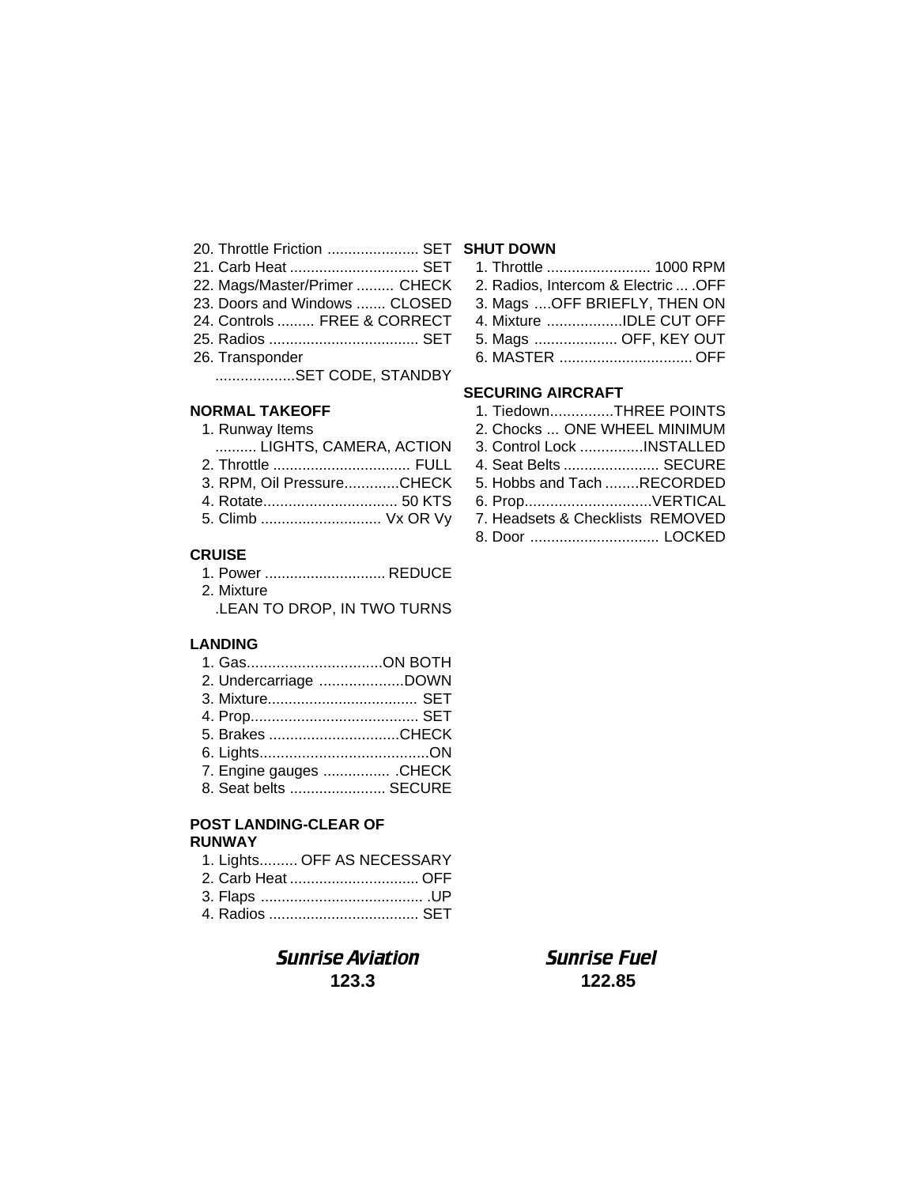20. Throttle Friction ...................... SET
21. Carb Heat ............................... SET
22. Mags/Master/Primer ......... CHECK
23. Doors and Windows ....... CLOSED
24. Controls ......... FREE & CORRECT
25. Radios .................................... SET
26. Transponder ...................SET CODE, STANDBY

**NORMAL TAKEOFF**

1. Runway Items .......... LIGHTS, CAMERA, ACTION
2. Throttle ................................. FULL
3. RPM, Oil Pressure.............CHECK
4. Rotate................................ 50 KTS
5. Climb ............................. Vx OR Vy

**CRUISE**

1. Power ............................. REDUCE
2. Mixture .LEAN TO DROP, IN TWO TURNS

**LANDING**

1. Gas................................ON BOTH
2. Undercarriage ....................DOWN
3. Mixture.................................... SET
4. Prop........................................ SET
5. Brakes ...............................CHECK
6. Lights........................................ON
7. Engine gauges ................ .CHECK
8. Seat belts ....................... SECURE

**POST LANDING-CLEAR OF RUNWAY**

1. Lights......... OFF AS NECESSARY
2. Carb Heat ............................... OFF
3. Flaps ....................................... .UP
4. Radios .................................... SET

**SHUT DOWN**

1. Throttle ......................... 1000 RPM
2. Radios, Intercom & Electric ... .OFF
3. Mags ....OFF BRIEFLY, THEN ON
4. Mixture ..................IDLE CUT OFF
5. Mags .................... OFF, KEY OUT
6. MASTER ................................ OFF

**SECURING AIRCRAFT**

1. Tiedown...............THREE POINTS
2. Chocks ... ONE WHEEL MINIMUM
3. Control Lock ...............INSTALLED
4. Seat Belts ....................... SECURE
5. Hobbs and Tach ........RECORDED
6. Prop..............................VERTICAL
7. Headsets & Checklists REMOVED
8. Door ............................... LOCKED

***Sunrise Aviation***
**123.3**

***Sunrise Fuel***
**122.85**